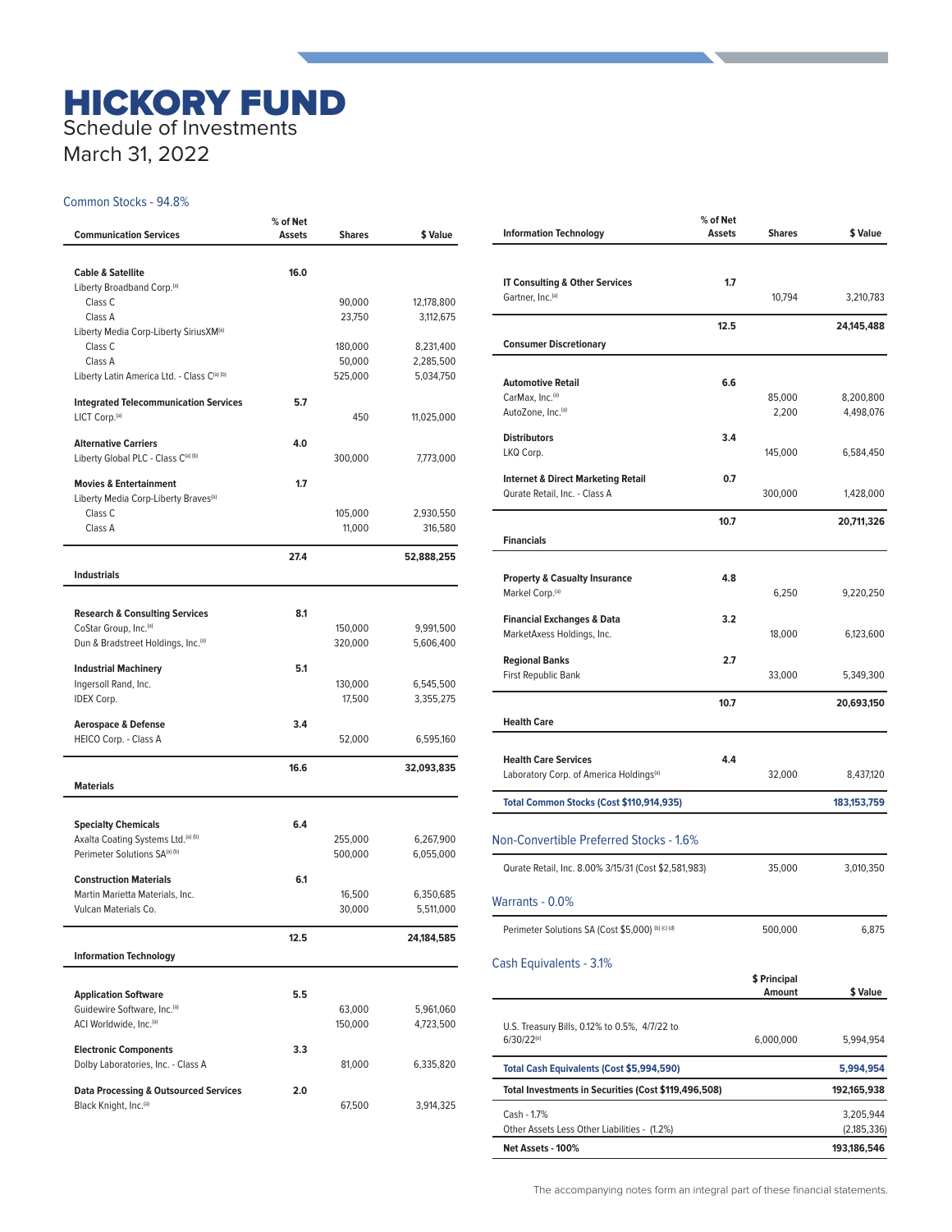# HICKORY FUND

Schedule of Investments

March 31, 2022

## Common Stocks - 94.8%

| Communication Services | % of Net Assets | Shares | $ Value |
|---|---|---|---|
| **Cable & Satellite** | **16.0** | | |
| Liberty Broadband Corp.[(a)] | | | |
| Class C | | 90,000 | 12,178,800 |
| Class A | | 23,750 | 3,112,675 |
| Liberty Media Corp-Liberty SiriusXM[(a)] | | | |
| Class C | | 180,000 | 8,231,400 |
| Class A | | 50,000 | 2,285,500 |
| Liberty Latin America Ltd. - Class C[(a) (b)] | | 525,000 | 5,034,750 |
| **Integrated Telecommunication Services** | **5.7** | | |
| LICT Corp.[(a)] | | 450 | 11,025,000 |
| **Alternative Carriers** | **4.0** | | |
| Liberty Global PLC - Class C[(a) (b)] | | 300,000 | 7,773,000 |
| **Movies & Entertainment** | **1.7** | | |
| Liberty Media Corp-Liberty Braves[(a)] | | | |
| Class C | | 105,000 | 2,930,550 |
| Class A | | 11,000 | 316,580 |
| | **27.4** | | **52,888,255** |
| **Industrials** | | | |
| **Research & Consulting Services** | **8.1** | | |
| CoStar Group, Inc.[(a)] | | 150,000 | 9,991,500 |
| Dun & Bradstreet Holdings, Inc.[(a)] | | 320,000 | 5,606,400 |
| **Industrial Machinery** | **5.1** | | |
| Ingersoll Rand, Inc. | | 130,000 | 6,545,500 |
| IDEX Corp. | | 17,500 | 3,355,275 |
| **Aerospace & Defense** | **3.4** | | |
| HEICO Corp. - Class A | | 52,000 | 6,595,160 |
| | **16.6** | | **32,093,835** |
| **Materials** | | | |
| **Specialty Chemicals** | **6.4** | | |
| Axalta Coating Systems Ltd.[(a) (b)] | | 255,000 | 6,267,900 |
| Perimeter Solutions SA[(a) (b)] | | 500,000 | 6,055,000 |
| **Construction Materials** | **6.1** | | |
| Martin Marietta Materials, Inc. | | 16,500 | 6,350,685 |
| Vulcan Materials Co. | | 30,000 | 5,511,000 |
| | **12.5** | | **24,184,585** |
| **Information Technology** | | | |
| **Application Software** | **5.5** | | |
| Guidewire Software, Inc.[(a)] | | 63,000 | 5,961,060 |
| ACI Worldwide, Inc.[(a)] | | 150,000 | 4,723,500 |
| **Electronic Components** | **3.3** | | |
| Dolby Laboratories, Inc. - Class A | | 81,000 | 6,335,820 |
| **Data Processing & Outsourced Services** | **2.0** | | |
| Black Knight, Inc.[(a)] | | 67,500 | 3,914,325 |

| Information Technology | % of Net Assets | Shares | $ Value |
|---|---|---|---|
| **IT Consulting & Other Services** | **1.7** | | |
| Gartner, Inc.[(a)] | | 10,794 | 3,210,783 |
| | **12.5** | | **24,145,488** |
| **Consumer Discretionary** | | | |
| **Automotive Retail** | **6.6** | | |
| CarMax, Inc.[(a)] | | 85,000 | 8,200,800 |
| AutoZone, Inc.[(a)] | | 2,200 | 4,498,076 |
| **Distributors** | **3.4** | | |
| LKQ Corp. | | 145,000 | 6,584,450 |
| **Internet & Direct Marketing Retail** | **0.7** | | |
| Qurate Retail, Inc. - Class A | | 300,000 | 1,428,000 |
| | **10.7** | | **20,711,326** |
| **Financials** | | | |
| **Property & Casualty Insurance** | **4.8** | | |
| Markel Corp.[(a)] | | 6,250 | 9,220,250 |
| **Financial Exchanges & Data** | **3.2** | | |
| MarketAxess Holdings, Inc. | | 18,000 | 6,123,600 |
| **Regional Banks** | **2.7** | | |
| First Republic Bank | | 33,000 | 5,349,300 |
| | **10.7** | | **20,693,150** |
| **Health Care** | | | |
| **Health Care Services** | **4.4** | | |
| Laboratory Corp. of America Holdings[(a)] | | 32,000 | 8,437,120 |
| **Total Common Stocks (Cost $110,914,935)** | | | **183,153,759** |

## Non-Convertible Preferred Stocks - 1.6%

| | Shares | $ Value |
|---|---|---|
| Qurate Retail, Inc. 8.00% 3/15/31 (Cost $2,581,983) | 35,000 | 3,010,350 |

## Warrants - 0.0%

| | Shares | $ Value |
|---|---|---|
| Perimeter Solutions SA (Cost $5,000) [(b) (c) (d)] | 500,000 | 6,875 |

## Cash Equivalents - 3.1%

| | $ Principal Amount | $ Value |
|---|---|---|
| U.S. Treasury Bills, 0.12% to 0.5%, 4/7/22 to 6/30/22[(e)] | 6,000,000 | 5,994,954 |
| **Total Cash Equivalents (Cost $5,994,590)** | | **5,994,954** |
| **Total Investments in Securities (Cost $119,496,508)** | | **192,165,938** |
| Cash - 1.7% | | 3,205,944 |
| Other Assets Less Other Liabilities - (1.2%) | | (2,185,336) |
| **Net Assets - 100%** | | **193,186,546** |

The accompanying notes form an integral part of these financial statements.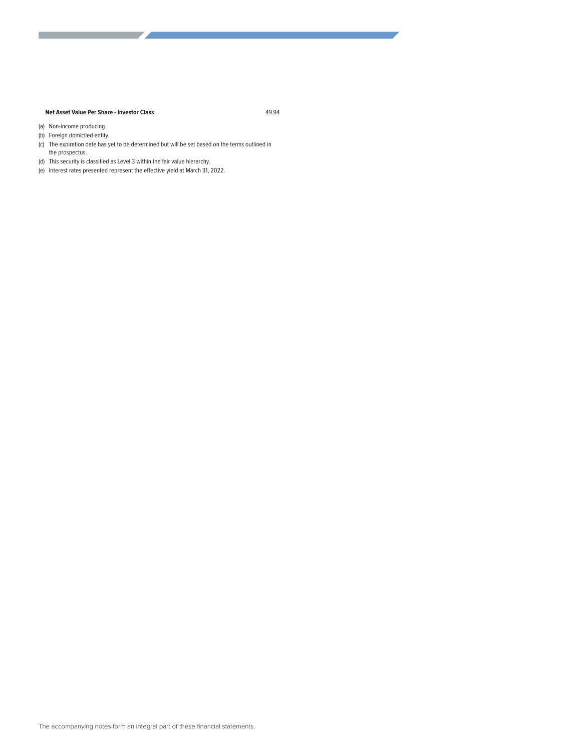| | |
|---|---|
| **Net Asset Value Per Share - Investor Class** | 49.94 |

(a) Non-income producing.

(b) Foreign domiciled entity.

(c) The expiration date has yet to be determined but will be set based on the terms outlined in the prospectus.

(d) This security is classified as Level 3 within the fair value hierarchy.

(e) Interest rates presented represent the effective yield at March 31, 2022.

The accompanying notes form an integral part of these financial statements.